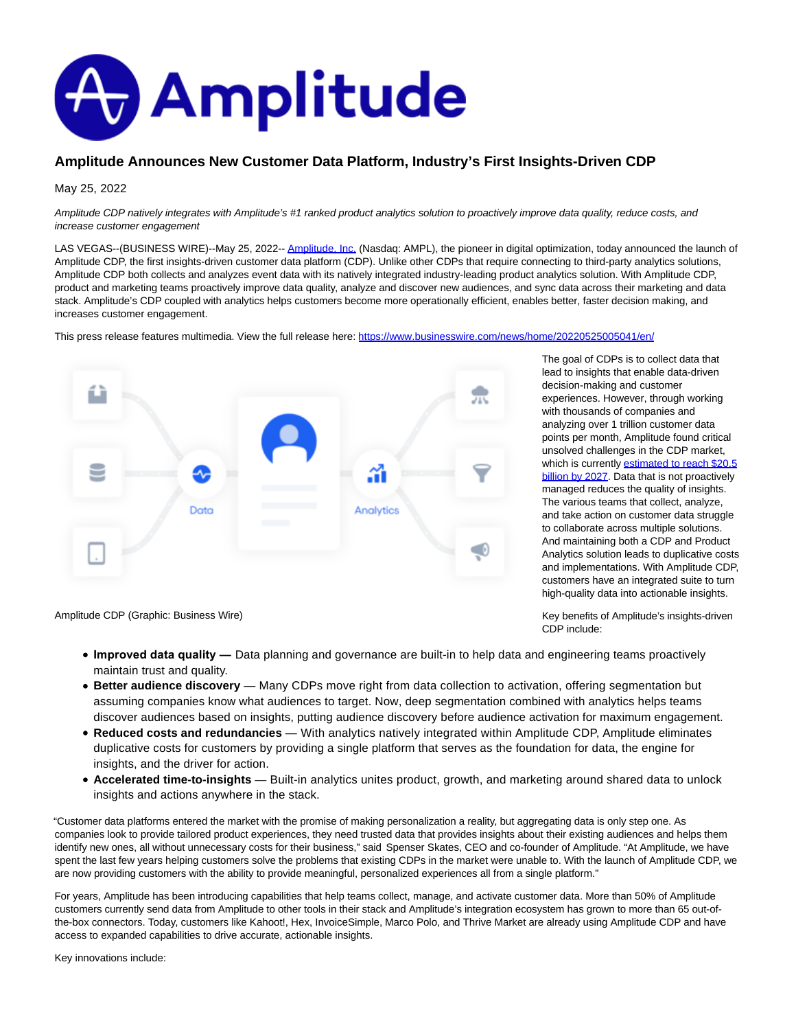# Amplitude Announces New Customer Data Platform, Industry's First Insights-Driven CDP

May 25, 2022

*Amplitude CDP natively integrates with Amplitude's #1 ranked product analytics solution to proactively improve data quality, reduce costs, and increase customer engagement*

LAS VEGAS--(BUSINESS WIRE)--May 25, 2022-- Amplitude, Inc. (Nasdaq: AMPL), the pioneer in digital optimization, today announced the launch of Amplitude CDP, the first insights-driven customer data platform (CDP). Unlike other CDPs that require connecting to third-party analytics solutions, Amplitude CDP both collects and analyzes event data with its natively integrated industry-leading product analytics solution. With Amplitude CDP, product and marketing teams proactively improve data quality, analyze and discover new audiences, and sync data across their marketing and data stack. Amplitude's CDP coupled with analytics helps customers become more operationally efficient, enables better, faster decision making, and increases customer engagement.

This press release features multimedia. View the full release here: https://www.businesswire.com/news/home/20220525005041/en/

Amplitude CDP (Graphic: Business Wire)

The goal of CDPs is to collect data that lead to insights that enable data-driven decision-making and customer experiences. However, through working with thousands of companies and analyzing over 1 trillion customer data points per month, Amplitude found critical unsolved challenges in the CDP market, which is currently estimated to reach $20.5 billion by 2027. Data that is not proactively managed reduces the quality of insights. The various teams that collect, analyze, and take action on customer data struggle to collaborate across multiple solutions. And maintaining both a CDP and Product Analytics solution leads to duplicative costs and implementations. With Amplitude CDP, customers have an integrated suite to turn high-quality data into actionable insights.

Key benefits of Amplitude's insights-driven CDP include:

- **Improved data quality —** Data planning and governance are built-in to help data and engineering teams proactively maintain trust and quality.
- **Better audience discovery** — Many CDPs move right from data collection to activation, offering segmentation but assuming companies know what audiences to target. Now, deep segmentation combined with analytics helps teams discover audiences based on insights, putting audience discovery before audience activation for maximum engagement.
- **Reduced costs and redundancies** — With analytics natively integrated within Amplitude CDP, Amplitude eliminates duplicative costs for customers by providing a single platform that serves as the foundation for data, the engine for insights, and the driver for action.
- **Accelerated time-to-insights** — Built-in analytics unites product, growth, and marketing around shared data to unlock insights and actions anywhere in the stack.

"Customer data platforms entered the market with the promise of making personalization a reality, but aggregating data is only step one. As companies look to provide tailored product experiences, they need trusted data that provides insights about their existing audiences and helps them identify new ones, all without unnecessary costs for their business," said Spenser Skates, CEO and co-founder of Amplitude. "At Amplitude, we have spent the last few years helping customers solve the problems that existing CDPs in the market were unable to. With the launch of Amplitude CDP, we are now providing customers with the ability to provide meaningful, personalized experiences all from a single platform."

For years, Amplitude has been introducing capabilities that help teams collect, manage, and activate customer data. More than 50% of Amplitude customers currently send data from Amplitude to other tools in their stack and Amplitude's integration ecosystem has grown to more than 65 out-of-the-box connectors. Today, customers like Kahoot!, Hex, InvoiceSimple, Marco Polo, and Thrive Market are already using Amplitude CDP and have access to expanded capabilities to drive accurate, actionable insights.

Key innovations include: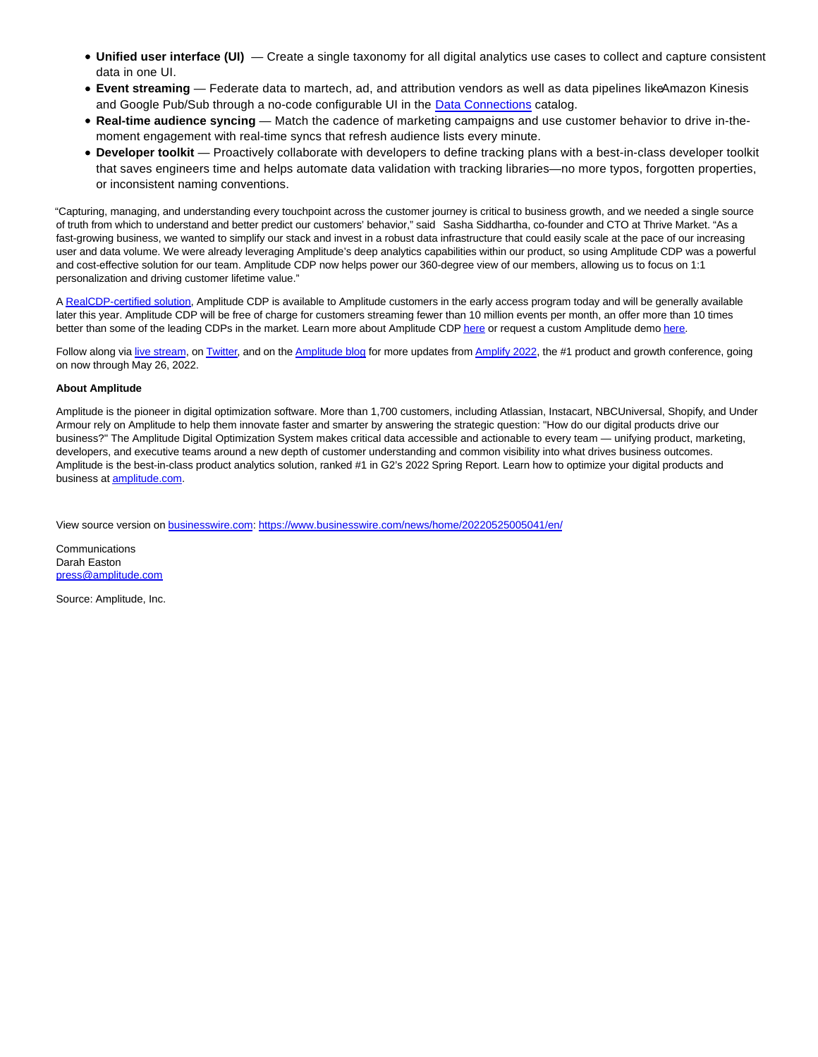- **Unified user interface (UI)** — Create a single taxonomy for all digital analytics use cases to collect and capture consistent data in one UI.
- **Event streaming** — Federate data to martech, ad, and attribution vendors as well as data pipelines like Amazon Kinesis and Google Pub/Sub through a no-code configurable UI in the Data Connections catalog.
- **Real-time audience syncing** — Match the cadence of marketing campaigns and use customer behavior to drive in-the-moment engagement with real-time syncs that refresh audience lists every minute.
- **Developer toolkit** — Proactively collaborate with developers to define tracking plans with a best-in-class developer toolkit that saves engineers time and helps automate data validation with tracking libraries—no more typos, forgotten properties, or inconsistent naming conventions.

"Capturing, managing, and understanding every touchpoint across the customer journey is critical to business growth, and we needed a single source of truth from which to understand and better predict our customers' behavior," said Sasha Siddhartha, co-founder and CTO at Thrive Market. "As a fast-growing business, we wanted to simplify our stack and invest in a robust data infrastructure that could easily scale at the pace of our increasing user and data volume. We were already leveraging Amplitude's deep analytics capabilities within our product, so using Amplitude CDP was a powerful and cost-effective solution for our team. Amplitude CDP now helps power our 360-degree view of our members, allowing us to focus on 1:1 personalization and driving customer lifetime value."

A RealCDP-certified solution, Amplitude CDP is available to Amplitude customers in the early access program today and will be generally available later this year. Amplitude CDP will be free of charge for customers streaming fewer than 10 million events per month, an offer more than 10 times better than some of the leading CDPs in the market. Learn more about Amplitude CDP here or request a custom Amplitude demo here.

Follow along via live stream, on Twitter, and on the Amplitude blog for more updates from Amplify 2022, the #1 product and growth conference, going on now through May 26, 2022.

**About Amplitude**

Amplitude is the pioneer in digital optimization software. More than 1,700 customers, including Atlassian, Instacart, NBCUniversal, Shopify, and Under Armour rely on Amplitude to help them innovate faster and smarter by answering the strategic question: "How do our digital products drive our business?" The Amplitude Digital Optimization System makes critical data accessible and actionable to every team — unifying product, marketing, developers, and executive teams around a new depth of customer understanding and common visibility into what drives business outcomes. Amplitude is the best-in-class product analytics solution, ranked #1 in G2's 2022 Spring Report. Learn how to optimize your digital products and business at amplitude.com.

View source version on businesswire.com: https://www.businesswire.com/news/home/20220525005041/en/

Communications
Darah Easton
press@amplitude.com

Source: Amplitude, Inc.